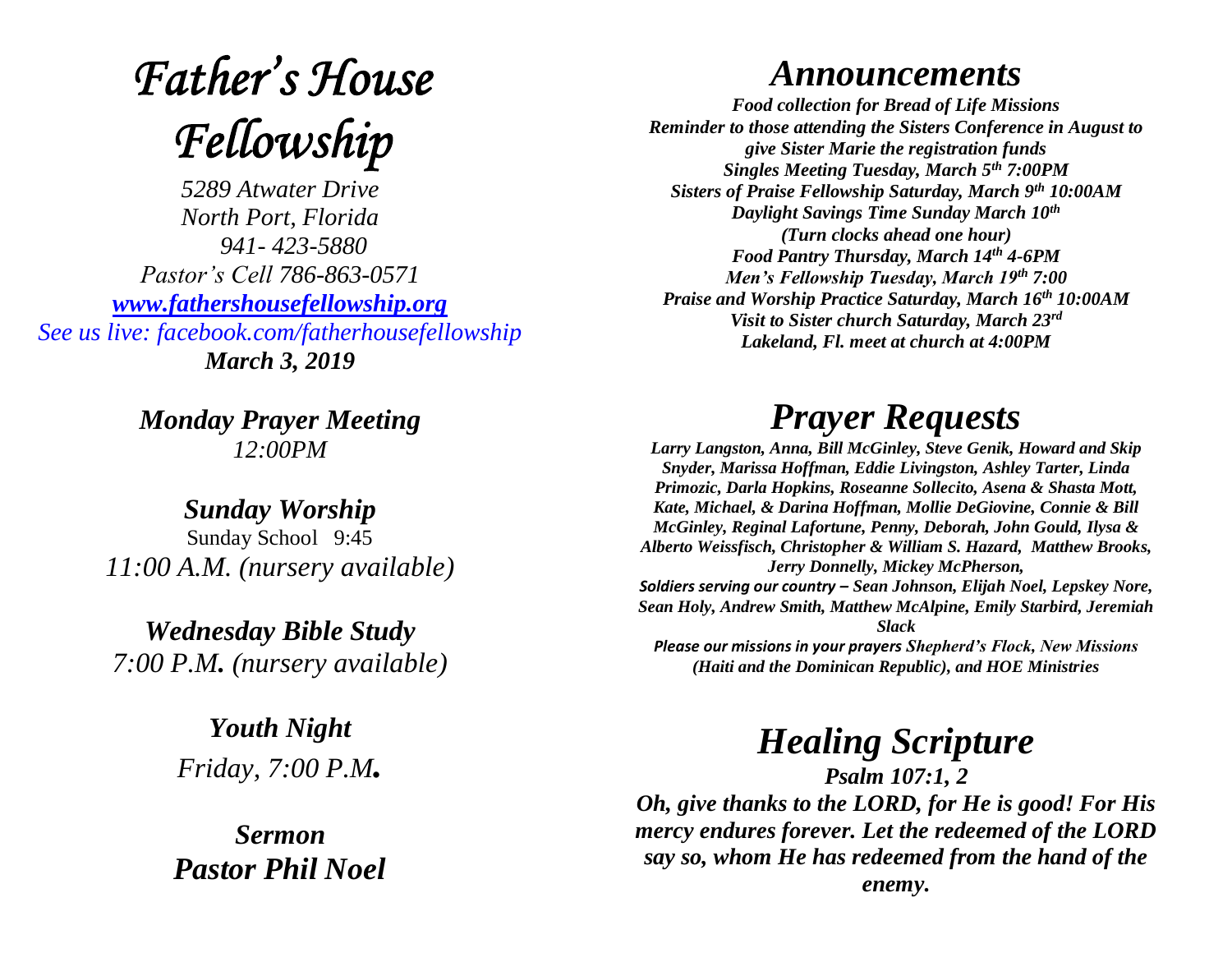# *Father's House Fellowship*

*5289 Atwater Drive*
*North Port, Florida*
*941- 423-5880*
*Pastor's Cell 786-863-0571*
*[www.fathershousefellowship.org](http://www.fathershousefellowship.org)*
*See us live: facebook.com/fatherhousefellowship*
***March 3, 2019***

***Monday Prayer Meeting***
*12:00PM*

***Sunday Worship***
Sunday School 9:45
*11:00 A.M. (nursery available)*

***Wednesday Bible Study***
*7:00 P.M. (nursery available)*

***Youth Night***
*Friday, 7:00 P.M.*

***Sermon***
***Pastor Phil Noel***

## *Announcements*

***Food collection for Bread of Life Missions***
***Reminder to those attending the Sisters Conference in August to give Sister Marie the registration funds***
***Singles Meeting Tuesday, March 5th 7:00PM***
***Sisters of Praise Fellowship Saturday, March 9th 10:00AM***
***Daylight Savings Time Sunday March 10th***
***(Turn clocks ahead one hour)***
***Food Pantry Thursday, March 14th 4-6PM***
***Men's Fellowship Tuesday, March 19th 7:00***
***Praise and Worship Practice Saturday, March 16th 10:00AM***
***Visit to Sister church Saturday, March 23rd***
***Lakeland, Fl. meet at church at 4:00PM***

## *Prayer Requests*

***Larry Langston, Anna, Bill McGinley, Steve Genik, Howard and Skip Snyder, Marissa Hoffman, Eddie Livingston, Ashley Tarter, Linda Primozic, Darla Hopkins, Roseanne Sollecito, Asena & Shasta Mott, Kate, Michael, & Darina Hoffman, Mollie DeGiovine, Connie & Bill McGinley, Reginal Lafortune, Penny, Deborah, John Gould, Ilysa & Alberto Weissfisch, Christopher & William S. Hazard, Matthew Brooks, Jerry Donnelly, Mickey McPherson,***
***Soldiers serving our country – Sean Johnson, Elijah Noel, Lepskey Nore, Sean Holy, Andrew Smith, Matthew McAlpine, Emily Starbird, Jeremiah Slack***
***Please our missions in your prayers Shepherd's Flock, New Missions (Haiti and the Dominican Republic), and HOE Ministries***

## *Healing Scripture*

***Psalm 107:1, 2***
***Oh, give thanks to the LORD, for He is good! For His mercy endures forever. Let the redeemed of the LORD say so, whom He has redeemed from the hand of the enemy.***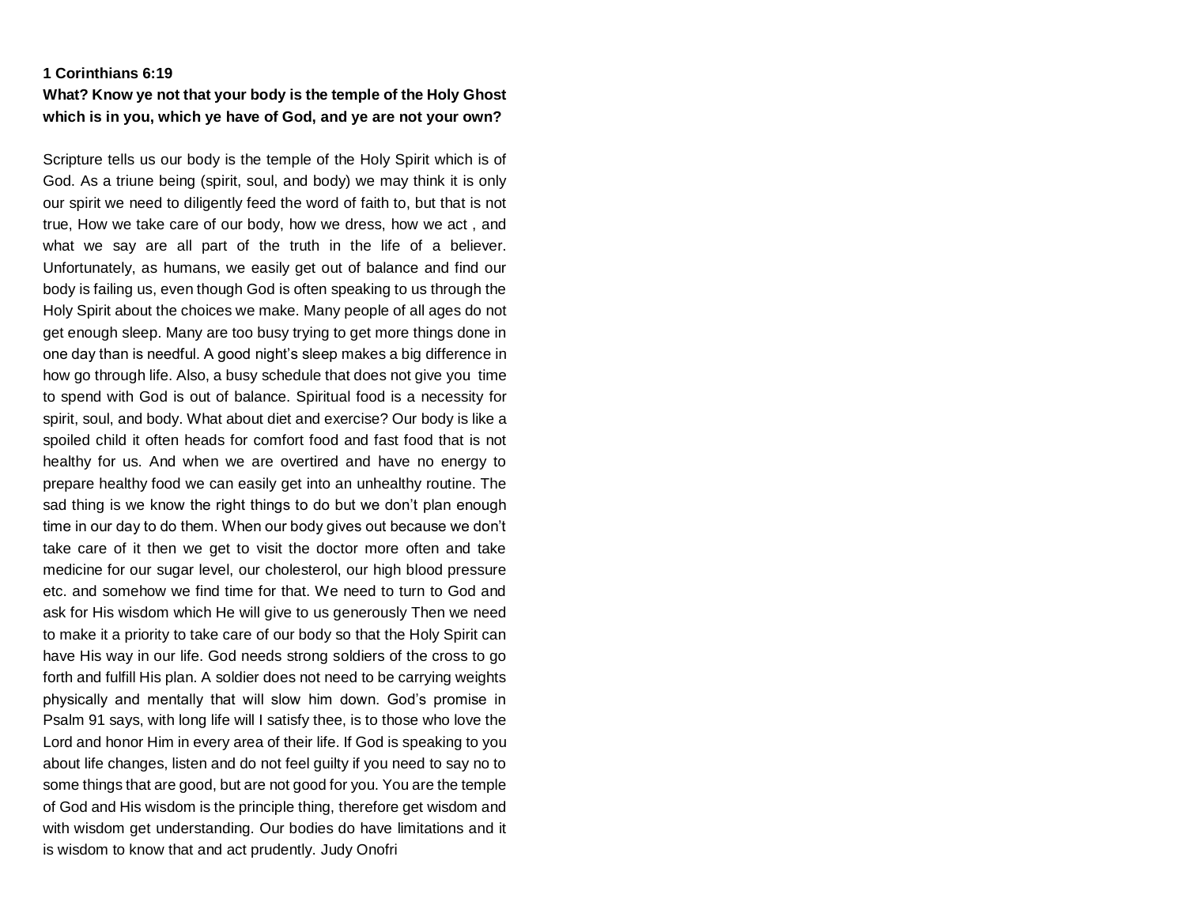**1 Corinthians 6:19**

**What? Know ye not that your body is the temple of the Holy Ghost which is in you, which ye have of God, and ye are not your own?**

Scripture tells us our body is the temple of the Holy Spirit which is of God. As a triune being (spirit, soul, and body) we may think it is only our spirit we need to diligently feed the word of faith to, but that is not true, How we take care of our body, how we dress, how we act , and what we say are all part of the truth in the life of a believer. Unfortunately, as humans, we easily get out of balance and find our body is failing us, even though God is often speaking to us through the Holy Spirit about the choices we make. Many people of all ages do not get enough sleep. Many are too busy trying to get more things done in one day than is needful. A good night's sleep makes a big difference in how go through life. Also, a busy schedule that does not give you time to spend with God is out of balance. Spiritual food is a necessity for spirit, soul, and body. What about diet and exercise? Our body is like a spoiled child it often heads for comfort food and fast food that is not healthy for us. And when we are overtired and have no energy to prepare healthy food we can easily get into an unhealthy routine. The sad thing is we know the right things to do but we don't plan enough time in our day to do them. When our body gives out because we don't take care of it then we get to visit the doctor more often and take medicine for our sugar level, our cholesterol, our high blood pressure etc. and somehow we find time for that. We need to turn to God and ask for His wisdom which He will give to us generously Then we need to make it a priority to take care of our body so that the Holy Spirit can have His way in our life. God needs strong soldiers of the cross to go forth and fulfill His plan. A soldier does not need to be carrying weights physically and mentally that will slow him down. God's promise in Psalm 91 says, with long life will I satisfy thee, is to those who love the Lord and honor Him in every area of their life. If God is speaking to you about life changes, listen and do not feel guilty if you need to say no to some things that are good, but are not good for you. You are the temple of God and His wisdom is the principle thing, therefore get wisdom and with wisdom get understanding. Our bodies do have limitations and it is wisdom to know that and act prudently. Judy Onofri